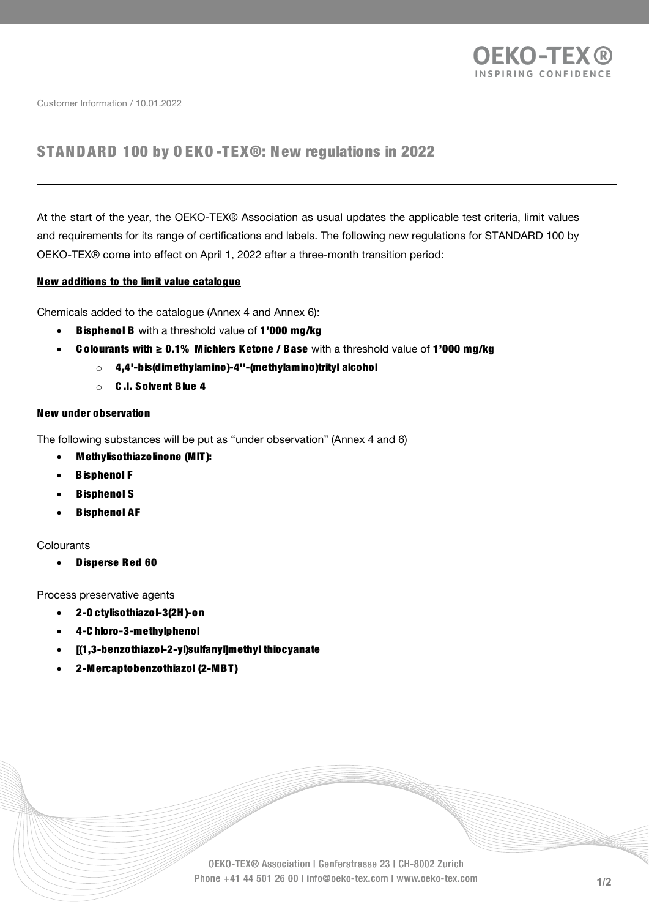Customer Information / 10.01.2022

# STANDARD 100 by OEKO-TEX®: New regulations in 2022

At the start of the year, the OEKO-TEX® Association as usual updates the applicable test criteria, limit values and requirements for its range of certifications and labels. The following new regulations for STANDARD 100 by OEKO-TEX® come into effect on April 1, 2022 after a three-month transition period:

**New additions to the limit value catalogue**

Chemicals added to the catalogue (Annex 4 and Annex 6):

- **Bisphenol B** with a threshold value of **1'000 mg/kg**
- **Colourants with ≥ 0.1% Michlers Ketone / Base** with a threshold value of **1'000 mg/kg**
  - **4,4'-bis(dimethylamino)-4''-(methylamino)trityl alcohol**
  - **C.I. Solvent Blue 4**

**New under observation**

The following substances will be put as "under observation" (Annex 4 and 6)

- **Methylisothiazolinone (MIT):**
- **Bisphenol F**
- **Bisphenol S**
- **Bisphenol AF**

Colourants

- **Disperse Red 60**

Process preservative agents

- **2-Octylisothiazol-3(2H)-on**
- **4-Chloro-3-methylphenol**
- **[(1,3-benzothiazol-2-yl)sulfanyl]methyl thiocyanate**
- **2-Mercaptobenzothiazol (2-MBT)**

OEKO-TEX® Association | Genferstrasse 23 | CH-8002 Zurich
Phone +41 44 501 26 00 | info@oeko-tex.com | www.oeko-tex.com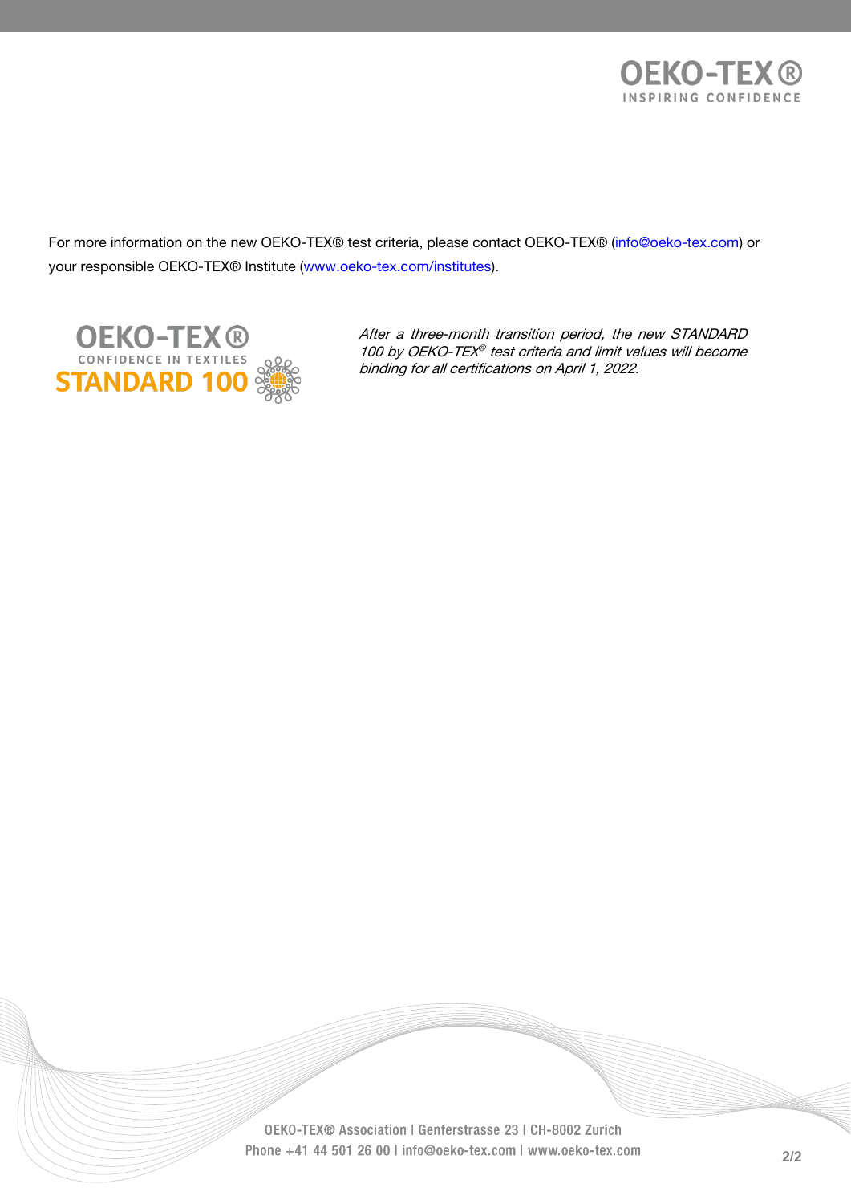For more information on the new OEKO-TEX® test criteria, please contact OEKO-TEX® (info@oeko-tex.com) or your responsible OEKO-TEX® Institute (www.oeko-tex.com/institutes).

OEKO-TEX®
CONFIDENCE IN TEXTILES
STANDARD 100

*After a three-month transition period, the new STANDARD 100 by OEKO-TEX® test criteria and limit values will become binding for all certifications on April 1, 2022.*

OEKO-TEX® Association | Genferstrasse 23 | CH-8002 Zurich
Phone +41 44 501 26 00 | info@oeko-tex.com | www.oeko-tex.com